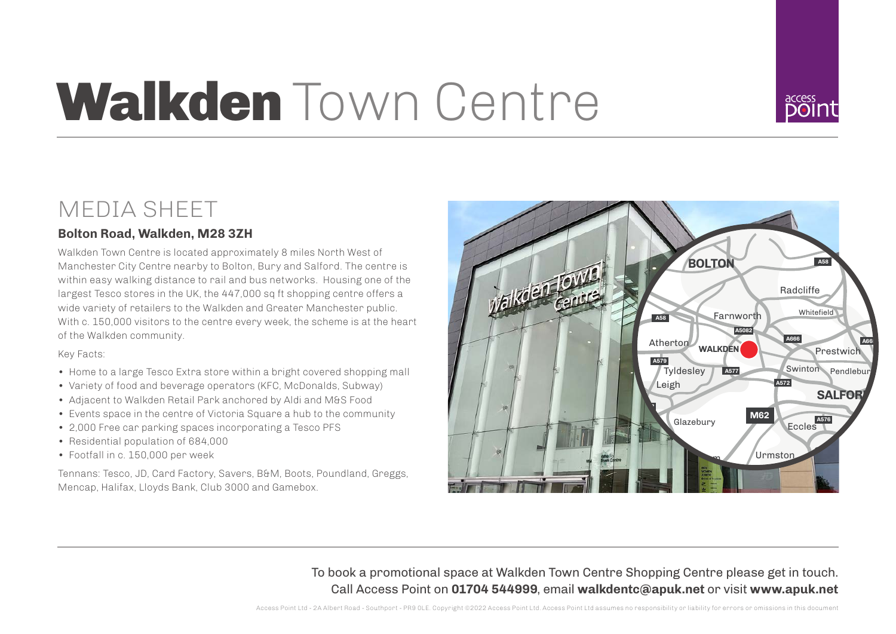# **Walkden** Town Centre

## MEDIA SHEET

### Bolton Road, Walkden, M28 3ZH

Walkden Town Centre is located approximately 8 miles North West of Manchester City Centre nearby to Bolton, Bury and Salford. The centre is within easy walking distance to rail and bus networks. Housing one of the largest Tesco stores in the UK, the 447,000 sq ft shopping centre offers a wide variety of retailers to the Walkden and Greater Manchester public. With c. 150,000 visitors to the centre every week, the scheme is at the heart of the Walkden community.

Key Facts:

- Home to a large Tesco Extra store within a bright covered shopping mall
- Variety of food and beverage operators (KFC, McDonalds, Subway)
- Adjacent to Walkden Retail Park anchored by Aldi and M&S Food
- Events space in the centre of Victoria Square a hub to the community
- 2,000 Free car parking spaces incorporating a Tesco PFS
- Residential population of 684,000
- Footfall in c. 150,000 per week

Tennans: Tesco, JD, Card Factory, Savers, B&M, Boots, Poundland, Greggs, Mencap, Halifax, Lloyds Bank, Club 3000 and Gamebox.

To book a promotional space at Walkden Town Centre Shopping Centre please get in touch. Call Access Point on **01704 544999**, email **walkdentc@apuk.net** or visit **www.apuk.net**

Access Point Ltd - 2A Albert Road - Southport - PR9 0LE. Copyright ©2022 Access Point Ltd. Access Point Ltd assumes no responsibility or liability for errors or omissions in this document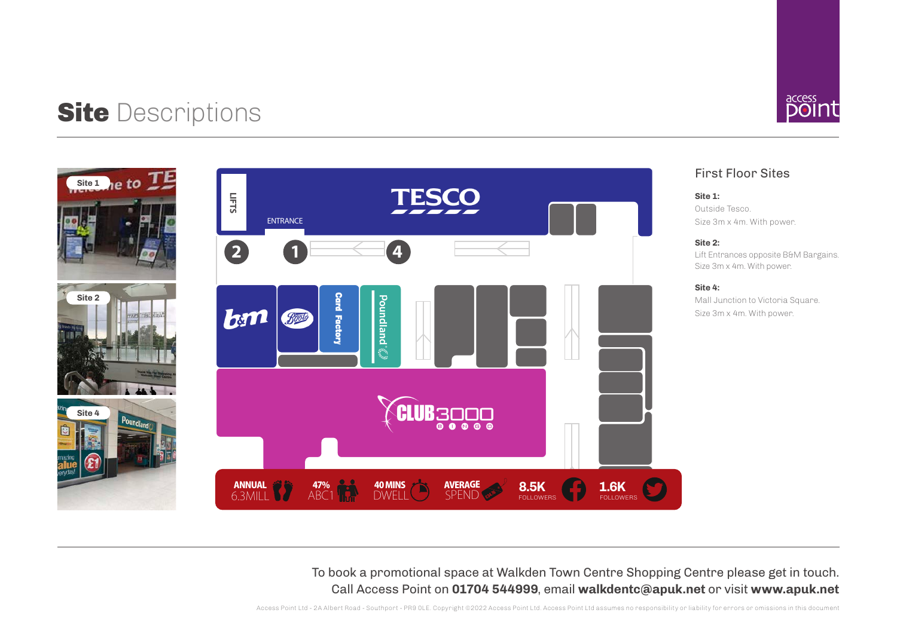# **Site** Descriptions

## First Floor Sites

**Site 1:**
Outside Tesco.
Size 3m x 4m. With power.

**Site 2:**
Lift Entrances opposite B&M Bargains.
Size 3m x 4m. With power.

**Site 4:**
Mall Junction to Victoria Square.
Size 3m x 4m. With power.

**ANNUAL** 6.3MILL | **47%** ABC1 | **40 MINS** DWELL | **AVERAGE** SPEND | **8.5K** FOLLOWERS | **1.6K** FOLLOWERS

To book a promotional space at Walkden Town Centre Shopping Centre please get in touch.
Call Access Point on **01704 544999**, email **walkdentc@apuk.net** or visit **www.apuk.net**

Access Point Ltd - 2A Albert Road - Southport - PR9 0LE. Copyright ©2022 Access Point Ltd. Access Point Ltd assumes no responsibility or liability for errors or omissions in this document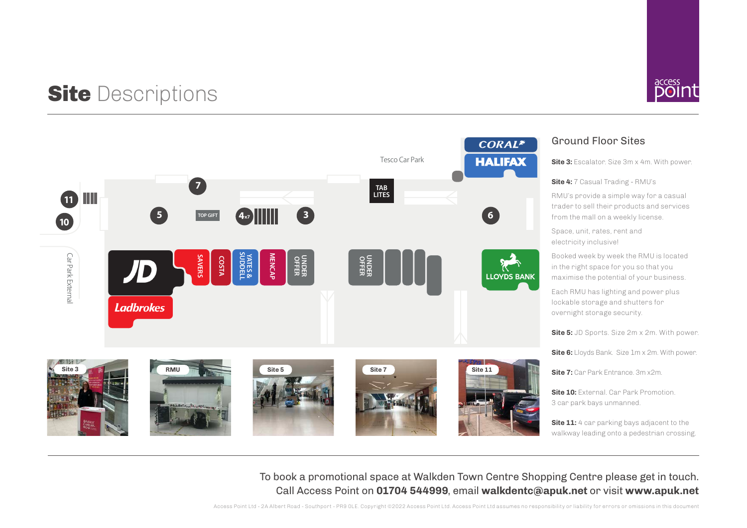# **Site** Descriptions

access point

Tesco Car Park

CORAL

HALIFAX

TAB LITES

11

10

7

5

TOP GIFT

4x7

3

6

Car Park External

JD

SAVERS

COSTA

YATES & SUDDELL

MENCAP

UNDER OFFER

UNDER OFFER

LLOYDS BANK

Ladbrokes

Site 3

RMU

Site 5

Site 7

Site 11

## Ground Floor Sites

**Site 3:** Escalator. Size 3m x 4m. With power.

**Site 4:** 7 Casual Trading - RMU's

RMU's provide a simple way for a casual trader to sell their products and services from the mall on a weekly license.

Space, unit, rates, rent and electricity inclusive!

Booked week by week the RMU is located in the right space for you so that you maximise the potential of your business.

Each RMU has lighting and power plus lockable storage and shutters for overnight storage security.

**Site 5:** JD Sports. Size 2m x 2m. With power.

**Site 6:** Lloyds Bank. Size 1m x 2m. With power.

**Site 7:** Car Park Entrance. 3m x2m.

**Site 10:** External. Car Park Promotion. 3 car park bays unmanned.

**Site 11:** 4 car parking bays adjacent to the walkway leading onto a pedestrian crossing.

To book a promotional space at Walkden Town Centre Shopping Centre please get in touch. Call Access Point on **01704 544999**, email **walkdentc@apuk.net** or visit **www.apuk.net**

Access Point Ltd - 2A Albert Road - Southport - PR9 0LE. Copyright ©2022 Access Point Ltd. Access Point Ltd assumes no responsibility or liability for errors or omissions in this document